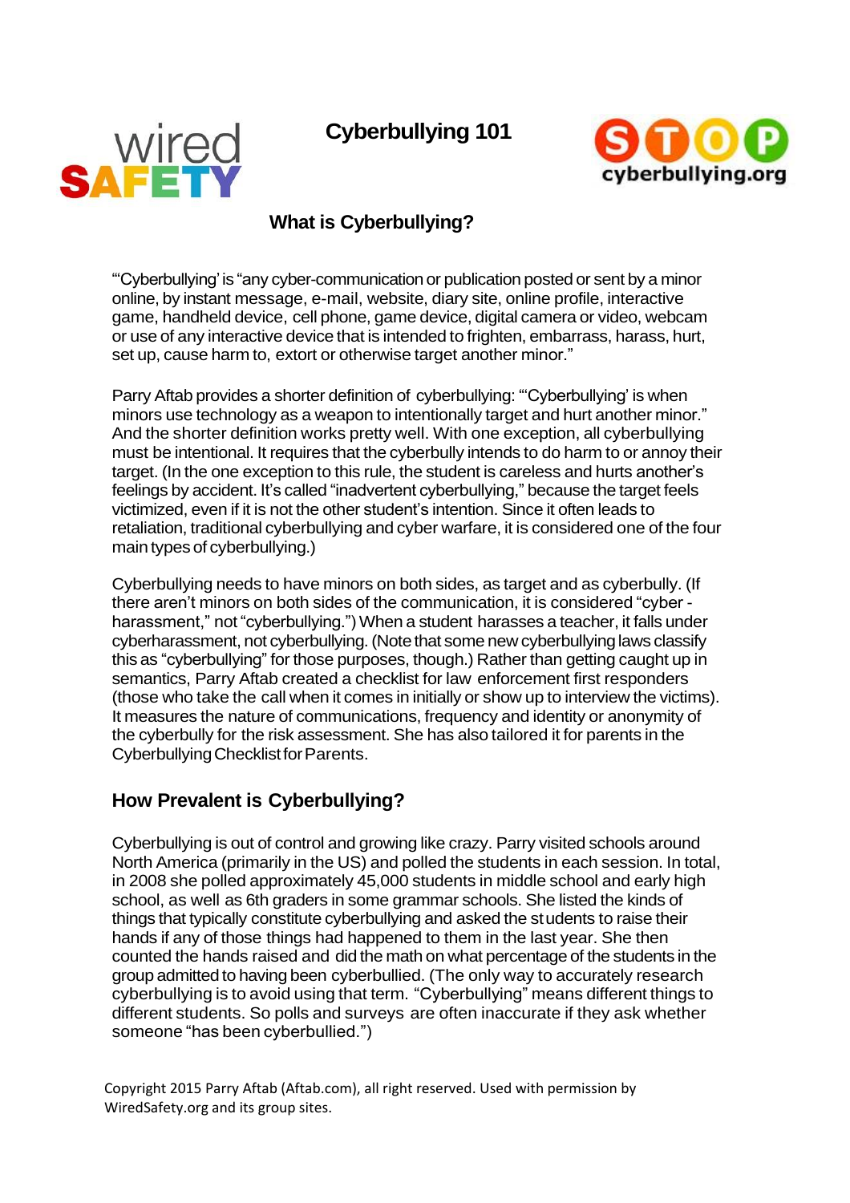# Cyberbullying 101

## What is Cyberbullying?

"'Cyberbullying' is "any cyber-communication or publication posted or sent by a minor online, by instant message, e-mail, website, diary site, online profile, interactive game, handheld device, cell phone, game device, digital camera or video, webcam or use of any interactive device that is intended to frighten, embarrass, harass, hurt, set up, cause harm to, extort or otherwise target another minor."

Parry Aftab provides a shorter definition of cyberbullying: "'Cyberbullying' is when minors use technology as a weapon to intentionally target and hurt another minor." And the shorter definition works pretty well. With one exception, all cyberbullying must be intentional. It requires that the cyberbully intends to do harm to or annoy their target. (In the one exception to this rule, the student is careless and hurts another's feelings by accident. It's called "inadvertent cyberbullying," because the target feels victimized, even if it is not the other student's intention. Since it often leads to retaliation, traditional cyberbullying and cyber warfare, it is considered one of the four main types of cyberbullying.)

Cyberbullying needs to have minors on both sides, as target and as cyberbully. (If there aren't minors on both sides of the communication, it is considered "cyber - harassment," not "cyberbullying.") When a student harasses a teacher, it falls under cyberharassment, not cyberbullying. (Note that some new cyberbullying laws classify this as "cyberbullying" for those purposes, though.) Rather than getting caught up in semantics, Parry Aftab created a checklist for law enforcement first responders (those who take the call when it comes in initially or show up to interview the victims). It measures the nature of communications, frequency and identity or anonymity of the cyberbully for the risk assessment. She has also tailored it for parents in the Cyberbullying Checklist for Parents.

## How Prevalent is Cyberbullying?

Cyberbullying is out of control and growing like crazy. Parry visited schools around North America (primarily in the US) and polled the students in each session. In total, in 2008 she polled approximately 45,000 students in middle school and early high school, as well as 6th graders in some grammar schools. She listed the kinds of things that typically constitute cyberbullying and asked the students to raise their hands if any of those things had happened to them in the last year. She then counted the hands raised and did the math on what percentage of the students in the group admitted to having been cyberbullied. (The only way to accurately research cyberbullying is to avoid using that term. "Cyberbullying" means different things to different students. So polls and surveys are often inaccurate if they ask whether someone "has been cyberbullied.")

Copyright 2015 Parry Aftab (Aftab.com), all right reserved. Used with permission by WiredSafety.org and its group sites.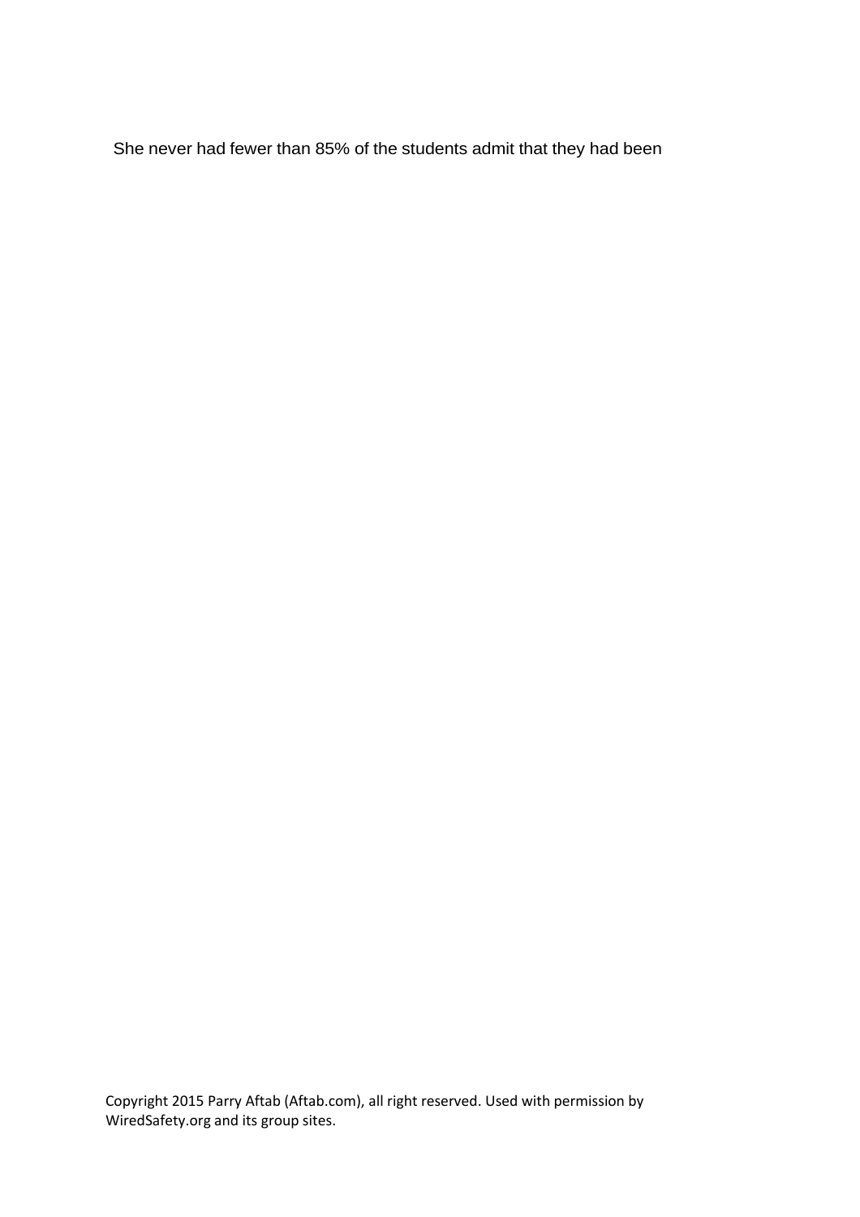She never had fewer than 85% of the students admit that they had been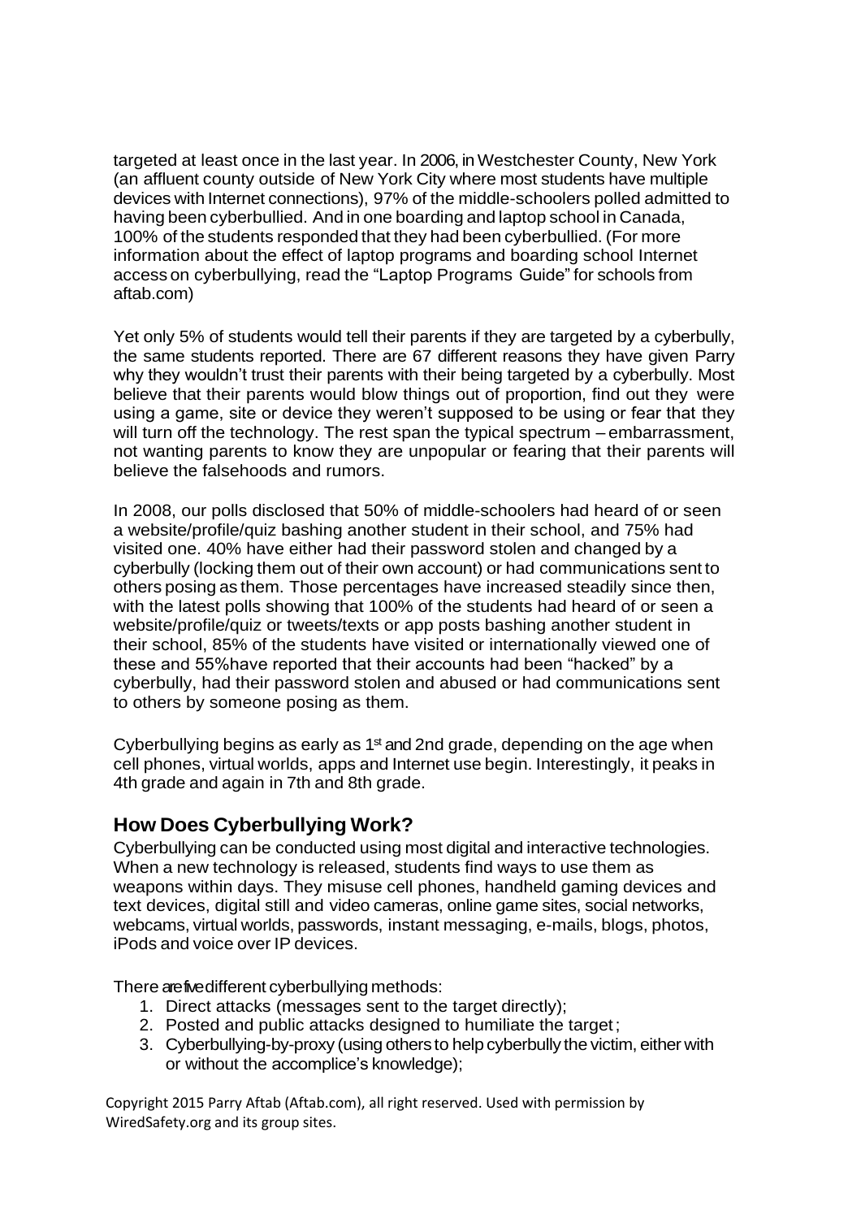targeted at least once in the last year. In 2006, in Westchester County, New York (an affluent county outside of New York City where most students have multiple devices with Internet connections), 97% of the middle-schoolers polled admitted to having been cyberbullied. And in one boarding and laptop school in Canada, 100% of the students responded that they had been cyberbullied. (For more information about the effect of laptop programs and boarding school Internet access on cyberbullying, read the "Laptop Programs Guide" for schools from aftab.com)

Yet only 5% of students would tell their parents if they are targeted by a cyberbully, the same students reported. There are 67 different reasons they have given Parry why they wouldn't trust their parents with their being targeted by a cyberbully. Most believe that their parents would blow things out of proportion, find out they were using a game, site or device they weren't supposed to be using or fear that they will turn off the technology. The rest span the typical spectrum – embarrassment, not wanting parents to know they are unpopular or fearing that their parents will believe the falsehoods and rumors.

In 2008, our polls disclosed that 50% of middle-schoolers had heard of or seen a website/profile/quiz bashing another student in their school, and 75% had visited one. 40% have either had their password stolen and changed by a cyberbully (locking them out of their own account) or had communications sent to others posing as them. Those percentages have increased steadily since then, with the latest polls showing that 100% of the students had heard of or seen a website/profile/quiz or tweets/texts or app posts bashing another student in their school, 85% of the students have visited or internationally viewed one of these and 55%have reported that their accounts had been "hacked" by a cyberbully, had their password stolen and abused or had communications sent to others by someone posing as them.

Cyberbullying begins as early as 1st and 2nd grade, depending on the age when cell phones, virtual worlds, apps and Internet use begin. Interestingly, it peaks in 4th grade and again in 7th and 8th grade.

## How Does Cyberbullying Work?

Cyberbullying can be conducted using most digital and interactive technologies. When a new technology is released, students find ways to use them as weapons within days. They misuse cell phones, handheld gaming devices and text devices, digital still and video cameras, online game sites, social networks, webcams, virtual worlds, passwords, instant messaging, e-mails, blogs, photos, iPods and voice over IP devices.

There are five different cyberbullying methods:

1. Direct attacks (messages sent to the target directly);
2. Posted and public attacks designed to humiliate the target;
3. Cyberbullying-by-proxy (using others to help cyberbully the victim, either with or without the accomplice's knowledge);

Copyright 2015 Parry Aftab (Aftab.com), all right reserved. Used with permission by WiredSafety.org and its group sites.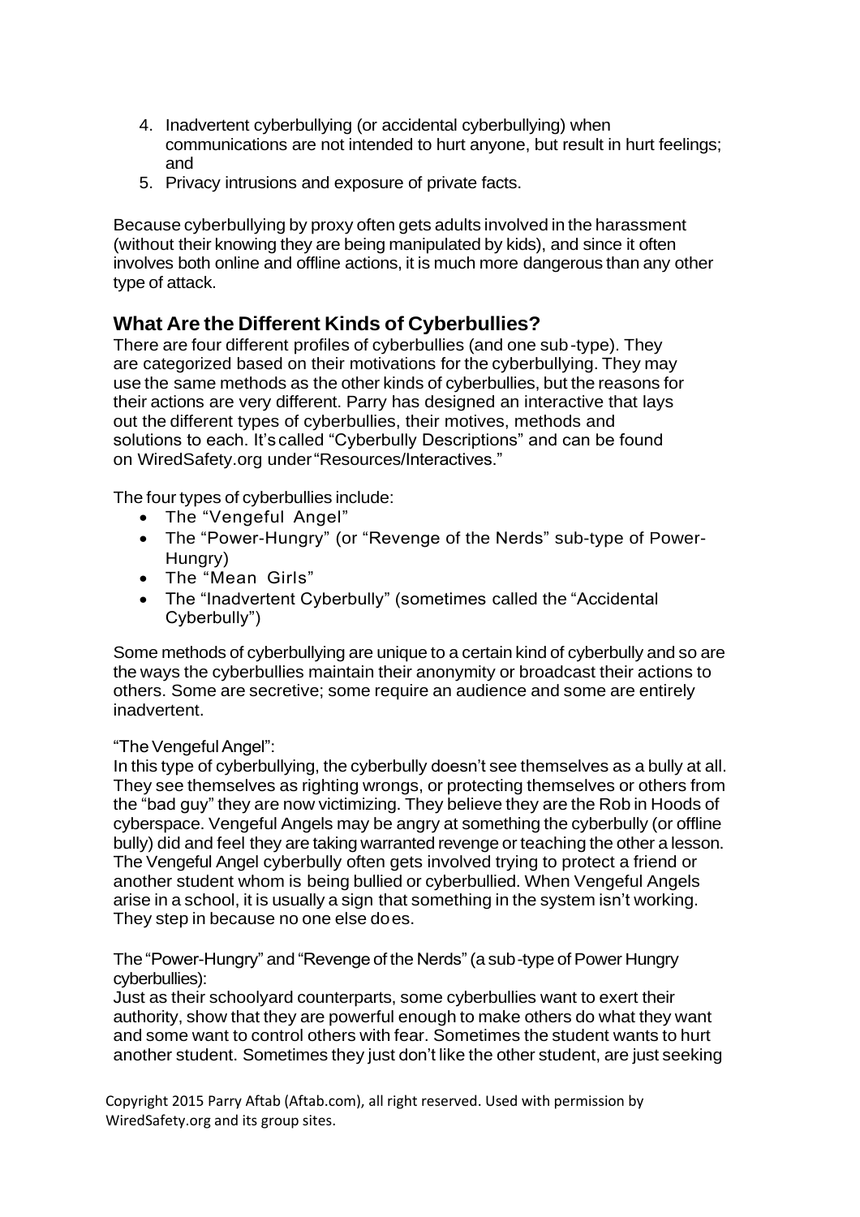4. Inadvertent cyberbullying (or accidental cyberbullying) when communications are not intended to hurt anyone, but result in hurt feelings; and
5. Privacy intrusions and exposure of private facts.

Because cyberbullying by proxy often gets adults involved in the harassment (without their knowing they are being manipulated by kids), and since it often involves both online and offline actions, it is much more dangerous than any other type of attack.

## What Are the Different Kinds of Cyberbullies?

There are four different profiles of cyberbullies (and one sub-type). They are categorized based on their motivations for the cyberbullying. They may use the same methods as the other kinds of cyberbullies, but the reasons for their actions are very different. Parry has designed an interactive that lays out the different types of cyberbullies, their motives, methods and solutions to each. It's called "Cyberbully Descriptions" and can be found on WiredSafety.org under "Resources/Interactives."

The four types of cyberbullies include:

- The "Vengeful Angel"
- The "Power-Hungry" (or "Revenge of the Nerds" sub-type of Power-Hungry)
- The "Mean Girls"
- The "Inadvertent Cyberbully" (sometimes called the "Accidental Cyberbully")

Some methods of cyberbullying are unique to a certain kind of cyberbully and so are the ways the cyberbullies maintain their anonymity or broadcast their actions to others. Some are secretive; some require an audience and some are entirely inadvertent.

"The Vengeful Angel":

In this type of cyberbullying, the cyberbully doesn't see themselves as a bully at all. They see themselves as righting wrongs, or protecting themselves or others from the "bad guy" they are now victimizing. They believe they are the Rob in Hoods of cyberspace. Vengeful Angels may be angry at something the cyberbully (or offline bully) did and feel they are taking warranted revenge or teaching the other a lesson. The Vengeful Angel cyberbully often gets involved trying to protect a friend or another student whom is being bullied or cyberbullied. When Vengeful Angels arise in a school, it is usually a sign that something in the system isn't working. They step in because no one else does.

The "Power-Hungry" and "Revenge of the Nerds" (a sub-type of Power Hungry cyberbullies):

Just as their schoolyard counterparts, some cyberbullies want to exert their authority, show that they are powerful enough to make others do what they want and some want to control others with fear. Sometimes the student wants to hurt another student. Sometimes they just don't like the other student, are just seeking

Copyright 2015 Parry Aftab (Aftab.com), all right reserved. Used with permission by WiredSafety.org and its group sites.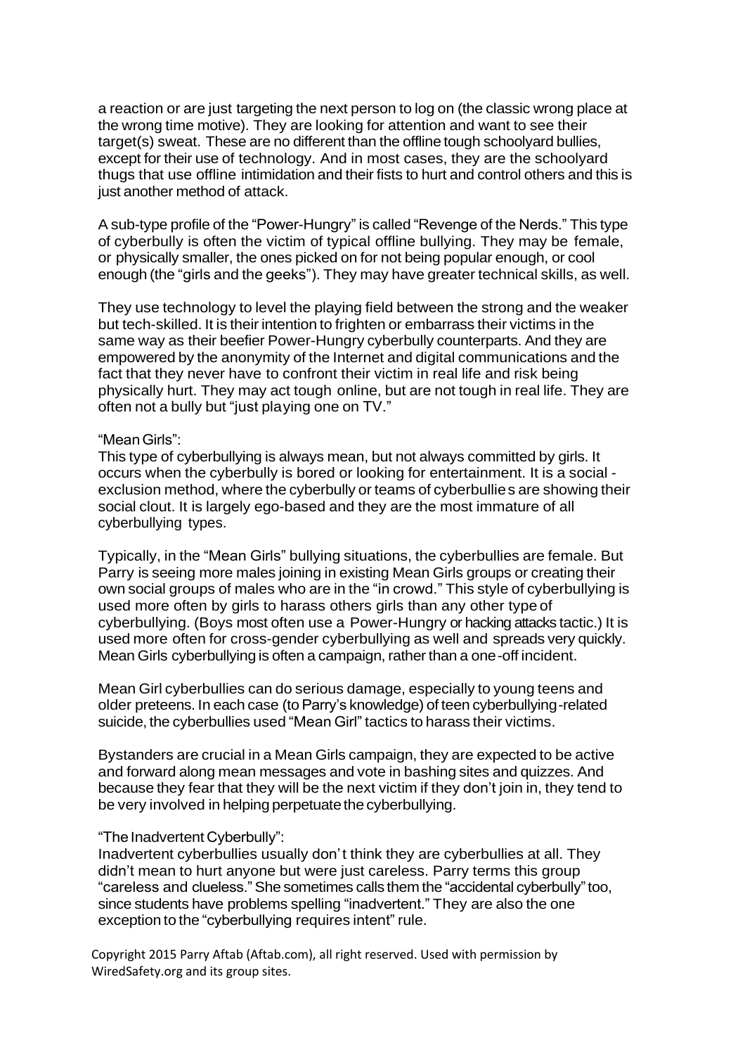a reaction or are just targeting the next person to log on (the classic wrong place at the wrong time motive). They are looking for attention and want to see their target(s) sweat. These are no different than the offline tough schoolyard bullies, except for their use of technology. And in most cases, they are the schoolyard thugs that use offline intimidation and their fists to hurt and control others and this is just another method of attack.

A sub-type profile of the "Power-Hungry" is called "Revenge of the Nerds." This type of cyberbully is often the victim of typical offline bullying. They may be female, or physically smaller, the ones picked on for not being popular enough, or cool enough (the "girls and the geeks"). They may have greater technical skills, as well.

They use technology to level the playing field between the strong and the weaker but tech-skilled. It is their intention to frighten or embarrass their victims in the same way as their beefier Power-Hungry cyberbully counterparts. And they are empowered by the anonymity of the Internet and digital communications and the fact that they never have to confront their victim in real life and risk being physically hurt. They may act tough online, but are not tough in real life. They are often not a bully but "just playing one on TV."

"Mean Girls":
This type of cyberbullying is always mean, but not always committed by girls. It occurs when the cyberbully is bored or looking for entertainment. It is a social - exclusion method, where the cyberbully or teams of cyberbullies are showing their social clout. It is largely ego-based and they are the most immature of all cyberbullying types.

Typically, in the "Mean Girls" bullying situations, the cyberbullies are female. But Parry is seeing more males joining in existing Mean Girls groups or creating their own social groups of males who are in the "in crowd." This style of cyberbullying is used more often by girls to harass others girls than any other type of cyberbullying. (Boys most often use a Power-Hungry or hacking attacks tactic.) It is used more often for cross-gender cyberbullying as well and spreads very quickly. Mean Girls cyberbullying is often a campaign, rather than a one-off incident.

Mean Girl cyberbullies can do serious damage, especially to young teens and older preteens. In each case (to Parry's knowledge) of teen cyberbullying-related suicide, the cyberbullies used "Mean Girl" tactics to harass their victims.

Bystanders are crucial in a Mean Girls campaign, they are expected to be active and forward along mean messages and vote in bashing sites and quizzes. And because they fear that they will be the next victim if they don't join in, they tend to be very involved in helping perpetuate the cyberbullying.

"The Inadvertent Cyberbully":
Inadvertent cyberbullies usually don't think they are cyberbullies at all. They didn't mean to hurt anyone but were just careless. Parry terms this group "careless and clueless." She sometimes calls them the "accidental cyberbully" too, since students have problems spelling "inadvertent." They are also the one exception to the "cyberbullying requires intent" rule.

Copyright 2015 Parry Aftab (Aftab.com), all right reserved. Used with permission by WiredSafety.org and its group sites.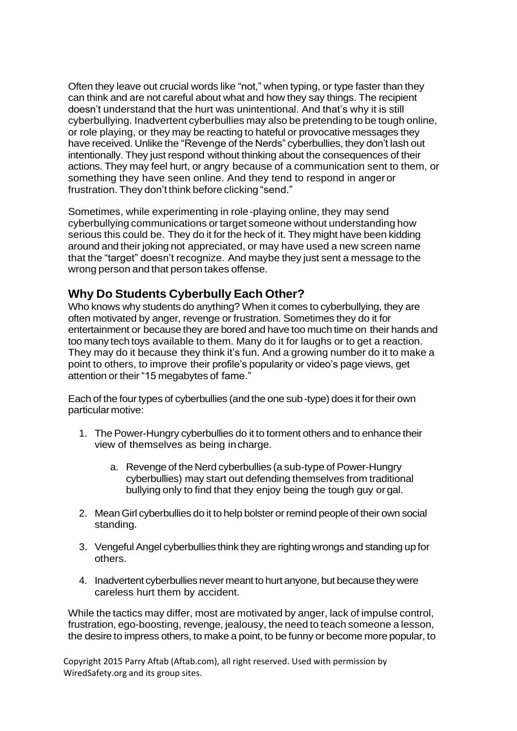Often they leave out crucial words like "not," when typing, or type faster than they can think and are not careful about what and how they say things. The recipient doesn't understand that the hurt was unintentional. And that's why it is still cyberbullying. Inadvertent cyberbullies may also be pretending to be tough online, or role playing, or they may be reacting to hateful or provocative messages they have received. Unlike the "Revenge of the Nerds" cyberbullies, they don't lash out intentionally. They just respond without thinking about the consequences of their actions. They may feel hurt, or angry because of a communication sent to them, or something they have seen online. And they tend to respond in anger or frustration. They don't think before clicking "send."

Sometimes, while experimenting in role-playing online, they may send cyberbullying communications or target someone without understanding how serious this could be. They do it for the heck of it. They might have been kidding around and their joking not appreciated, or may have used a new screen name that the "target" doesn't recognize. And maybe they just sent a message to the wrong person and that person takes offense.

## Why Do Students Cyberbully Each Other?

Who knows why students do anything? When it comes to cyberbullying, they are often motivated by anger, revenge or frustration. Sometimes they do it for entertainment or because they are bored and have too much time on their hands and too many tech toys available to them. Many do it for laughs or to get a reaction. They may do it because they think it's fun. And a growing number do it to make a point to others, to improve their profile's popularity or video's page views, get attention or their "15 megabytes of fame."

Each of the four types of cyberbullies (and the one sub-type) does it for their own particular motive:

1. The Power-Hungry cyberbullies do it to torment others and to enhance their view of themselves as being in charge.
   a. Revenge of the Nerd cyberbullies (a sub-type of Power-Hungry cyberbullies) may start out defending themselves from traditional bullying only to find that they enjoy being the tough guy or gal.
2. Mean Girl cyberbullies do it to help bolster or remind people of their own social standing.
3. Vengeful Angel cyberbullies think they are righting wrongs and standing up for others.
4. Inadvertent cyberbullies never meant to hurt anyone, but because they were careless hurt them by accident.

While the tactics may differ, most are motivated by anger, lack of impulse control, frustration, ego-boosting, revenge, jealousy, the need to teach someone a lesson, the desire to impress others, to make a point, to be funny or become more popular, to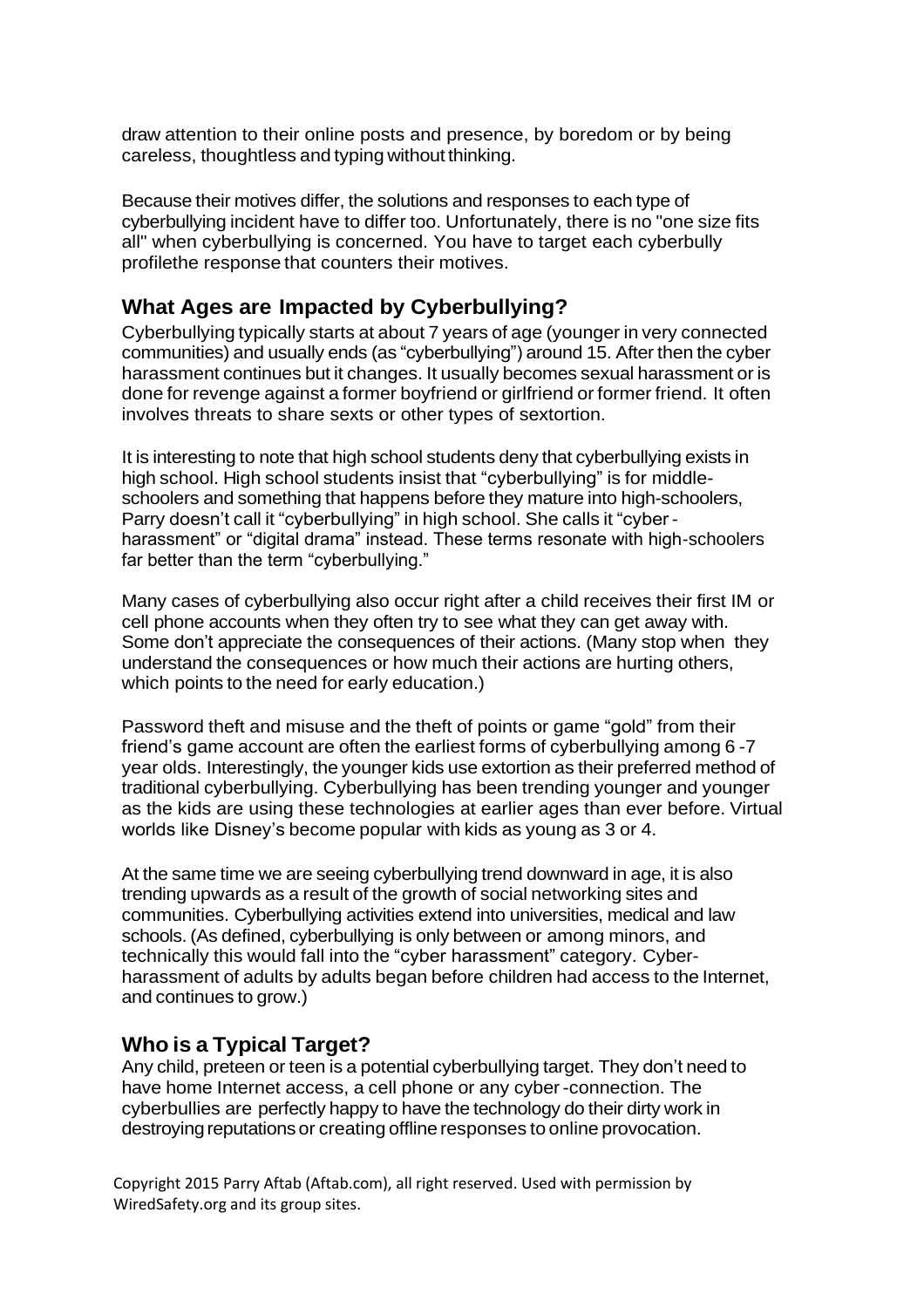draw attention to their online posts and presence, by boredom or by being careless, thoughtless and typing without thinking.

Because their motives differ, the solutions and responses to each type of cyberbullying incident have to differ too. Unfortunately, there is no "one size fits all" when cyberbullying is concerned. You have to target each cyberbully profilethe response that counters their motives.

## What Ages are Impacted by Cyberbullying?

Cyberbullying typically starts at about 7 years of age (younger in very connected communities) and usually ends (as "cyberbullying") around 15. After then the cyber harassment continues but it changes. It usually becomes sexual harassment or is done for revenge against a former boyfriend or girlfriend or former friend. It often involves threats to share sexts or other types of sextortion.

It is interesting to note that high school students deny that cyberbullying exists in high school. High school students insist that "cyberbullying" is for middle-schoolers and something that happens before they mature into high-schoolers, Parry doesn't call it "cyberbullying" in high school. She calls it "cyber-harassment" or "digital drama" instead. These terms resonate with high-schoolers far better than the term "cyberbullying."

Many cases of cyberbullying also occur right after a child receives their first IM or cell phone accounts when they often try to see what they can get away with. Some don't appreciate the consequences of their actions. (Many stop when they understand the consequences or how much their actions are hurting others, which points to the need for early education.)

Password theft and misuse and the theft of points or game "gold" from their friend's game account are often the earliest forms of cyberbullying among 6-7 year olds. Interestingly, the younger kids use extortion as their preferred method of traditional cyberbullying. Cyberbullying has been trending younger and younger as the kids are using these technologies at earlier ages than ever before. Virtual worlds like Disney's become popular with kids as young as 3 or 4.

At the same time we are seeing cyberbullying trend downward in age, it is also trending upwards as a result of the growth of social networking sites and communities. Cyberbullying activities extend into universities, medical and law schools. (As defined, cyberbullying is only between or among minors, and technically this would fall into the "cyber harassment" category. Cyber-harassment of adults by adults began before children had access to the Internet, and continues to grow.)

## Who is a Typical Target?

Any child, preteen or teen is a potential cyberbullying target. They don't need to have home Internet access, a cell phone or any cyber-connection. The cyberbullies are perfectly happy to have the technology do their dirty work in destroying reputations or creating offline responses to online provocation.

Copyright 2015 Parry Aftab (Aftab.com), all right reserved. Used with permission by WiredSafety.org and its group sites.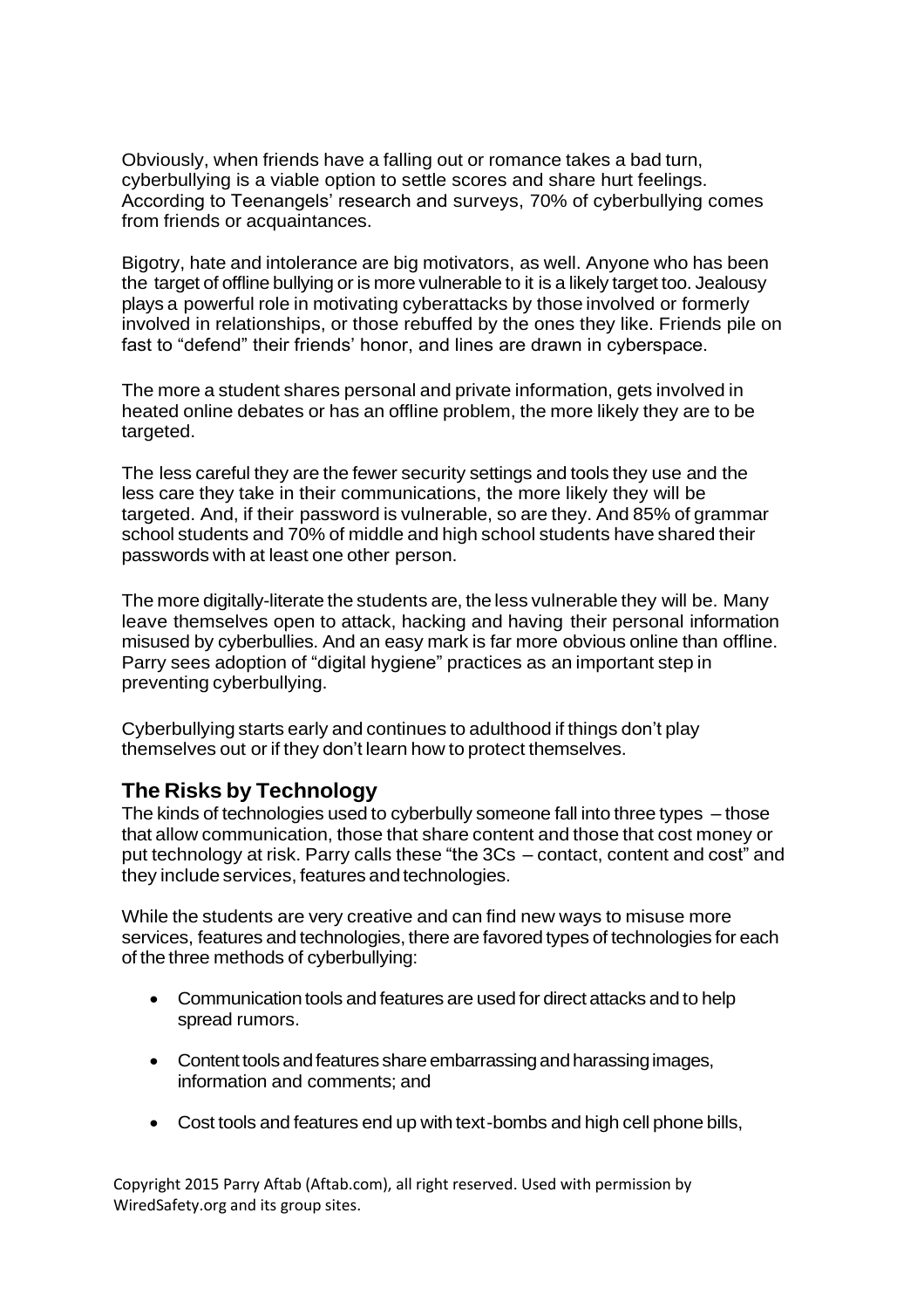Obviously, when friends have a falling out or romance takes a bad turn, cyberbullying is a viable option to settle scores and share hurt feelings. According to Teenangels' research and surveys, 70% of cyberbullying comes from friends or acquaintances.

Bigotry, hate and intolerance are big motivators, as well. Anyone who has been the target of offline bullying or is more vulnerable to it is a likely target too. Jealousy plays a powerful role in motivating cyberattacks by those involved or formerly involved in relationships, or those rebuffed by the ones they like. Friends pile on fast to "defend" their friends' honor, and lines are drawn in cyberspace.

The more a student shares personal and private information, gets involved in heated online debates or has an offline problem, the more likely they are to be targeted.

The less careful they are the fewer security settings and tools they use and the less care they take in their communications, the more likely they will be targeted. And, if their password is vulnerable, so are they. And 85% of grammar school students and 70% of middle and high school students have shared their passwords with at least one other person.

The more digitally-literate the students are, the less vulnerable they will be. Many leave themselves open to attack, hacking and having their personal information misused by cyberbullies. And an easy mark is far more obvious online than offline. Parry sees adoption of "digital hygiene" practices as an important step in preventing cyberbullying.

Cyberbullying starts early and continues to adulthood if things don't play themselves out or if they don't learn how to protect themselves.

## The Risks by Technology

The kinds of technologies used to cyberbully someone fall into three types – those that allow communication, those that share content and those that cost money or put technology at risk. Parry calls these "the 3Cs – contact, content and cost" and they include services, features and technologies.

While the students are very creative and can find new ways to misuse more services, features and technologies, there are favored types of technologies for each of the three methods of cyberbullying:

- Communication tools and features are used for direct attacks and to help spread rumors.
- Content tools and features share embarrassing and harassing images, information and comments; and
- Cost tools and features end up with text-bombs and high cell phone bills,

Copyright 2015 Parry Aftab (Aftab.com), all right reserved. Used with permission by WiredSafety.org and its group sites.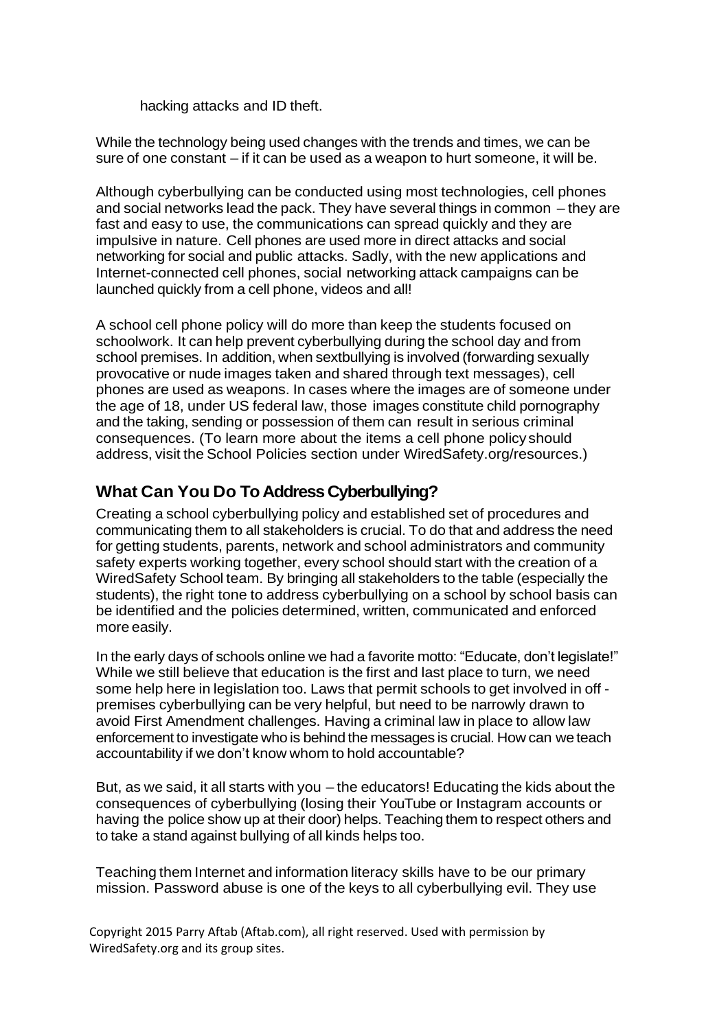hacking attacks and ID theft.

While the technology being used changes with the trends and times, we can be sure of one constant – if it can be used as a weapon to hurt someone, it will be.

Although cyberbullying can be conducted using most technologies, cell phones and social networks lead the pack. They have several things in common – they are fast and easy to use, the communications can spread quickly and they are impulsive in nature. Cell phones are used more in direct attacks and social networking for social and public attacks. Sadly, with the new applications and Internet-connected cell phones, social networking attack campaigns can be launched quickly from a cell phone, videos and all!

A school cell phone policy will do more than keep the students focused on schoolwork. It can help prevent cyberbullying during the school day and from school premises. In addition, when sextbullying is involved (forwarding sexually provocative or nude images taken and shared through text messages), cell phones are used as weapons. In cases where the images are of someone under the age of 18, under US federal law, those images constitute child pornography and the taking, sending or possession of them can result in serious criminal consequences. (To learn more about the items a cell phone policy should address, visit the School Policies section under WiredSafety.org/resources.)

## What Can You Do To Address Cyberbullying?

Creating a school cyberbullying policy and established set of procedures and communicating them to all stakeholders is crucial. To do that and address the need for getting students, parents, network and school administrators and community safety experts working together, every school should start with the creation of a WiredSafety School team. By bringing all stakeholders to the table (especially the students), the right tone to address cyberbullying on a school by school basis can be identified and the policies determined, written, communicated and enforced more easily.

In the early days of schools online we had a favorite motto: "Educate, don't legislate!" While we still believe that education is the first and last place to turn, we need some help here in legislation too. Laws that permit schools to get involved in off - premises cyberbullying can be very helpful, but need to be narrowly drawn to avoid First Amendment challenges. Having a criminal law in place to allow law enforcement to investigate who is behind the messages is crucial. How can we teach accountability if we don't know whom to hold accountable?

But, as we said, it all starts with you – the educators! Educating the kids about the consequences of cyberbullying (losing their YouTube or Instagram accounts or having the police show up at their door) helps. Teaching them to respect others and to take a stand against bullying of all kinds helps too.

Teaching them Internet and information literacy skills have to be our primary mission. Password abuse is one of the keys to all cyberbullying evil. They use

Copyright 2015 Parry Aftab (Aftab.com), all right reserved. Used with permission by WiredSafety.org and its group sites.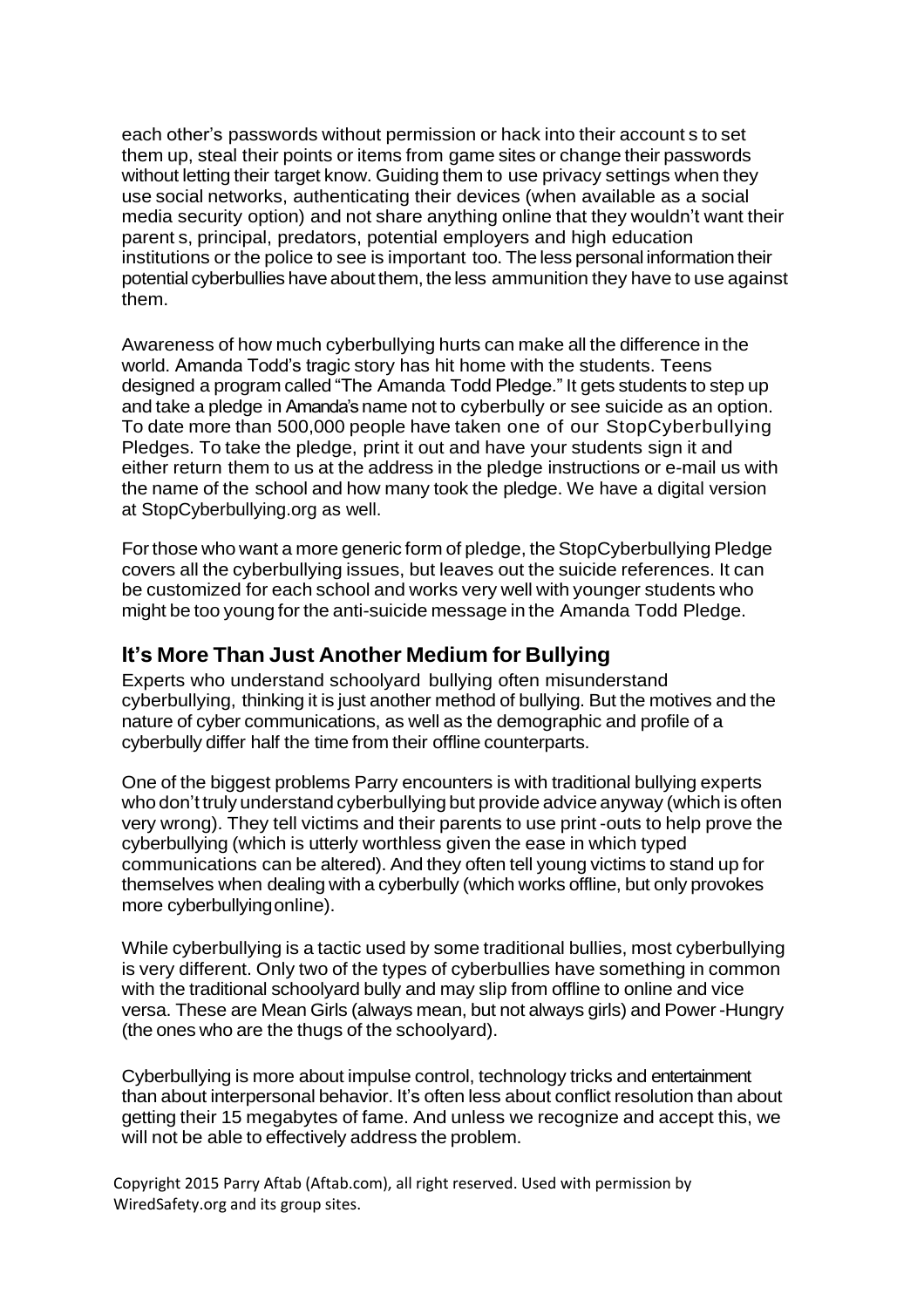each other's passwords without permission or hack into their account s to set them up, steal their points or items from game sites or change their passwords without letting their target know. Guiding them to use privacy settings when they use social networks, authenticating their devices (when available as a social media security option) and not share anything online that they wouldn't want their parent s, principal, predators, potential employers and high education institutions or the police to see is important too. The less personal information their potential cyberbullies have about them, the less ammunition they have to use against them.

Awareness of how much cyberbullying hurts can make all the difference in the world. Amanda Todd's tragic story has hit home with the students. Teens designed a program called "The Amanda Todd Pledge." It gets students to step up and take a pledge in Amanda's name not to cyberbully or see suicide as an option. To date more than 500,000 people have taken one of our StopCyberbullying Pledges. To take the pledge, print it out and have your students sign it and either return them to us at the address in the pledge instructions or e-mail us with the name of the school and how many took the pledge. We have a digital version at StopCyberbullying.org as well.

For those who want a more generic form of pledge, the StopCyberbullying Pledge covers all the cyberbullying issues, but leaves out the suicide references. It can be customized for each school and works very well with younger students who might be too young for the anti-suicide message in the Amanda Todd Pledge.

## It's More Than Just Another Medium for Bullying

Experts who understand schoolyard bullying often misunderstand cyberbullying, thinking it is just another method of bullying. But the motives and the nature of cyber communications, as well as the demographic and profile of a cyberbully differ half the time from their offline counterparts.

One of the biggest problems Parry encounters is with traditional bullying experts who don't truly understand cyberbullying but provide advice anyway (which is often very wrong). They tell victims and their parents to use print-outs to help prove the cyberbullying (which is utterly worthless given the ease in which typed communications can be altered). And they often tell young victims to stand up for themselves when dealing with a cyberbully (which works offline, but only provokes more cyberbullying online).

While cyberbullying is a tactic used by some traditional bullies, most cyberbullying is very different. Only two of the types of cyberbullies have something in common with the traditional schoolyard bully and may slip from offline to online and vice versa. These are Mean Girls (always mean, but not always girls) and Power-Hungry (the ones who are the thugs of the schoolyard).

Cyberbullying is more about impulse control, technology tricks and entertainment than about interpersonal behavior. It's often less about conflict resolution than about getting their 15 megabytes of fame. And unless we recognize and accept this, we will not be able to effectively address the problem.

Copyright 2015 Parry Aftab (Aftab.com), all right reserved. Used with permission by WiredSafety.org and its group sites.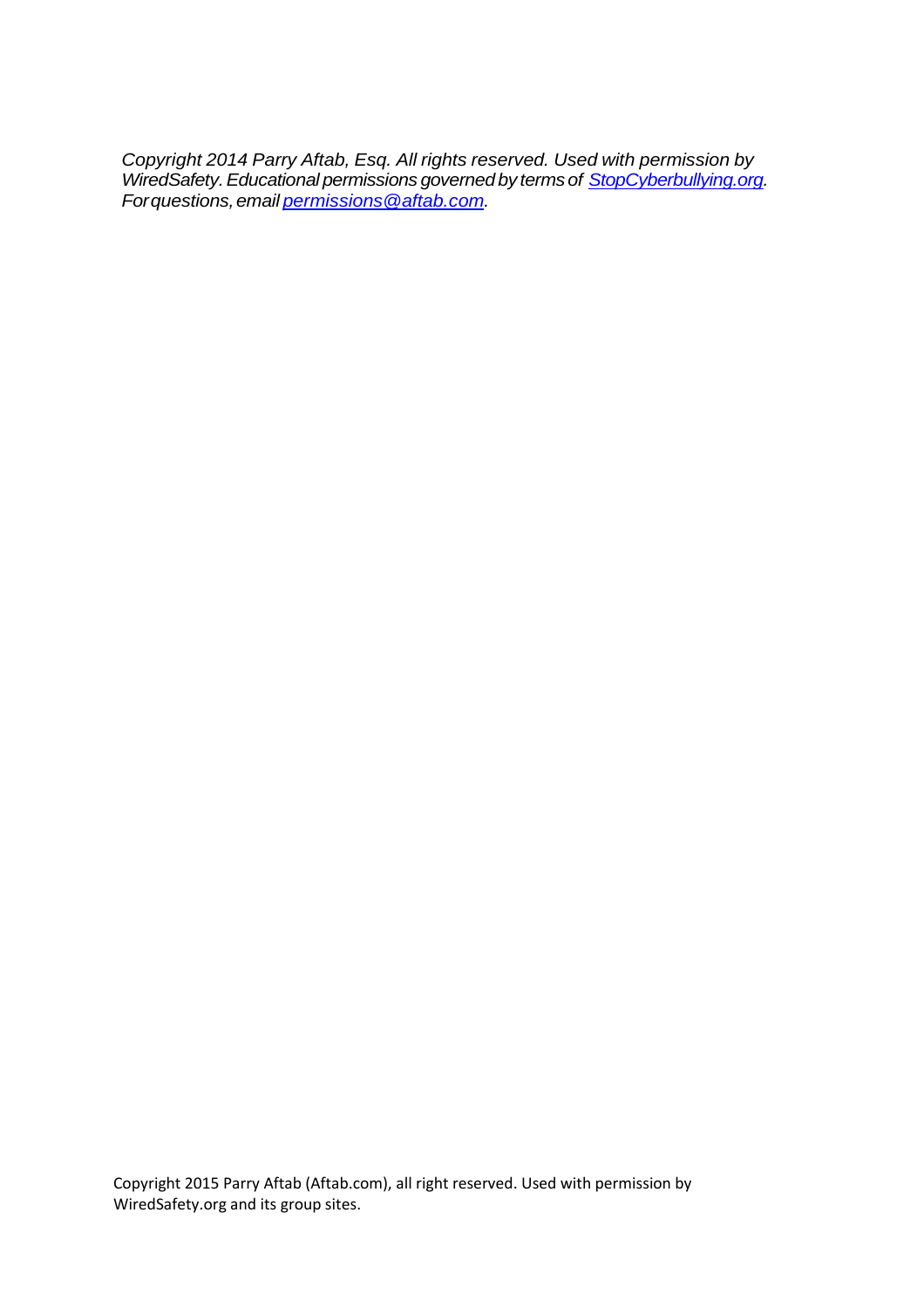*Copyright 2014 Parry Aftab, Esq. All rights reserved. Used with permission by WiredSafety. Educational permissions governed by terms of [StopCyberbullying.org](StopCyberbullying.org). For questions, email [permissions@aftab.com](mailto:permissions@aftab.com).*